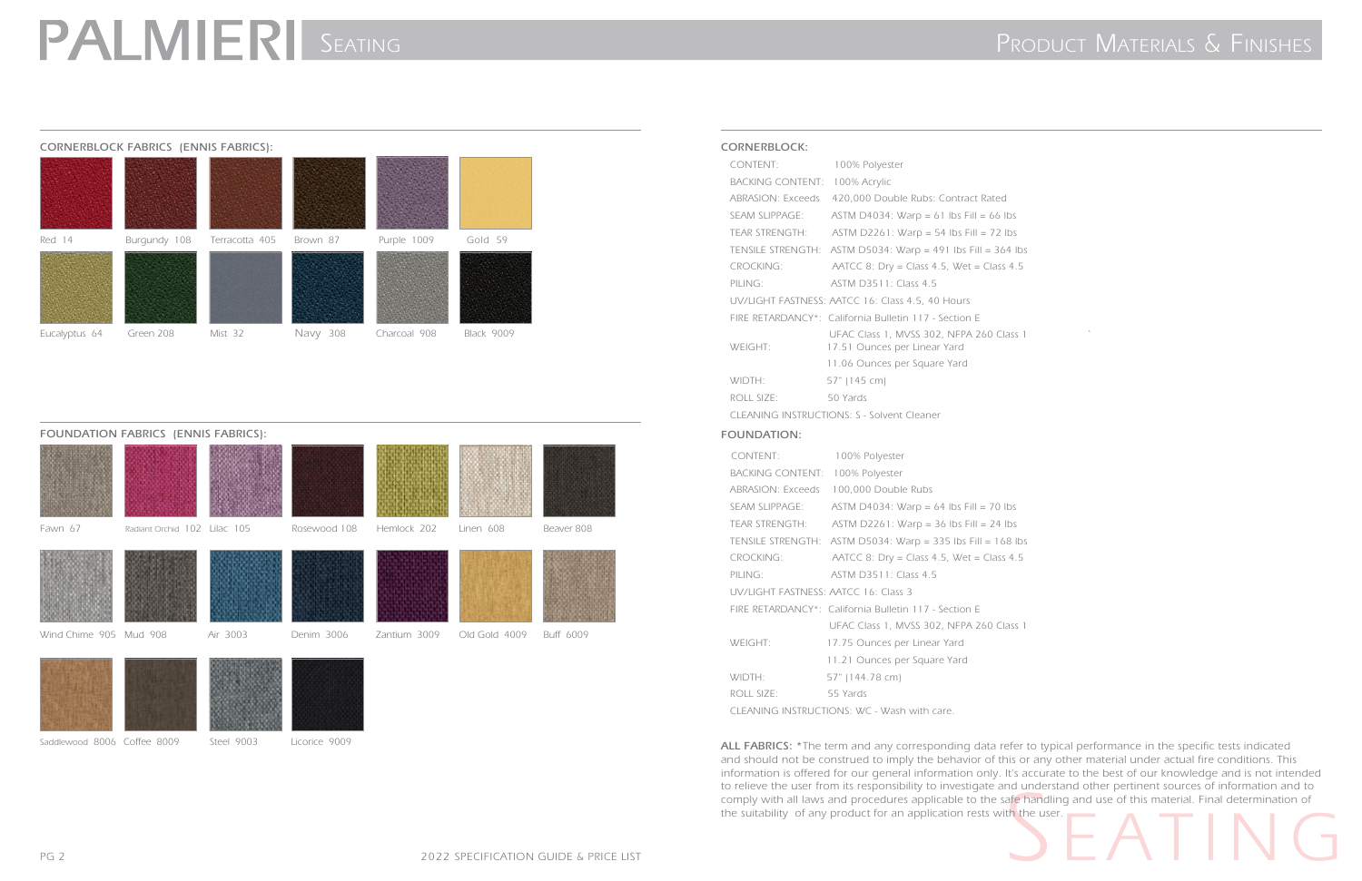# PALMIERI Seating

## Product Materials & Finishes

### CORNERBLOCK FABRICS (ENNIS FABRICS):

Red 14, Burgundy 108, Terracotta 405, Brown 87, Purple 1009, Gold 59

Eucalyptus 64, Green 208, Mist 32, Navy 308, Charcoal 908, Black 9009

### FOUNDATION FABRICS (ENNIS FABRICS):

Fawn 67, Radiant Orchid 102, Lilac 105, Rosewood 108, Hemlock 202, Linen 608, Beaver 808

Wind Chime 905, Mud 908, Air 3003, Denim 3006, Zantium 3009, Old Gold 4009, Buff 6009

Saddlewood 8006, Coffee 8009, Steel 9003, Licorice 9009

### CORNERBLOCK:

| | |
|---|---|
| CONTENT: | 100% Polyester |
| BACKING CONTENT: | 100% Acrylic |
| ABRASION: Exceeds | 420,000 Double Rubs: Contract Rated |
| SEAM SLIPPAGE: | ASTM D4034: Warp = 61 lbs Fill = 66 lbs |
| TEAR STRENGTH: | ASTM D2261: Warp = 54 lbs Fill = 72 lbs |
| TENSILE STRENGTH: | ASTM D5034: Warp = 491 lbs Fill = 364 lbs |
| CROCKING: | AATCC 8: Dry = Class 4.5, Wet = Class 4.5 |
| PILING: | ASTM D3511: Class 4.5 |
| UV/LIGHT FASTNESS: | AATCC 16: Class 4.5, 40 Hours |
| FIRE RETARDANCY*: | California Bulletin 117 - Section E |
| | UFAC Class 1, MVSS 302, NFPA 260 Class 1 |
| WEIGHT: | 17.51 Ounces per Linear Yard |
| | 11.06 Ounces per Square Yard |
| WIDTH: | 57" (145 cm) |
| ROLL SIZE: | 50 Yards |
| CLEANING INSTRUCTIONS: | S - Solvent Cleaner |

### FOUNDATION:

| | |
|---|---|
| CONTENT: | 100% Polyester |
| BACKING CONTENT: | 100% Polyester |
| ABRASION: Exceeds | 100,000 Double Rubs |
| SEAM SLIPPAGE: | ASTM D4034: Warp = 64 lbs Fill = 70 lbs |
| TEAR STRENGTH: | ASTM D2261: Warp = 36 lbs Fill = 24 lbs |
| TENSILE STRENGTH: | ASTM D5034: Warp = 335 lbs Fill = 168 lbs |
| CROCKING: | AATCC 8: Dry = Class 4.5, Wet = Class 4.5 |
| PILING: | ASTM D3511: Class 4.5 |
| UV/LIGHT FASTNESS: | AATCC 16: Class 3 |
| FIRE RETARDANCY*: | California Bulletin 117 - Section E |
| | UFAC Class 1, MVSS 302, NFPA 260 Class 1 |
| WEIGHT: | 17.75 Ounces per Linear Yard |
| | 11.21 Ounces per Square Yard |
| WIDTH: | 57" (144.78 cm) |
| ROLL SIZE: | 55 Yards |
| CLEANING INSTRUCTIONS: | WC - Wash with care. |

**ALL FABRICS:** *The term and any corresponding data refer to typical performance in the specific tests indicated and should not be construed to imply the behavior of this or any other material under actual fire conditions. This information is offered for our general information only. It's accurate to the best of our knowledge and is not intended to relieve the user from its responsibility to investigate and understand other pertinent sources of information and to comply with all laws and procedures applicable to the safe handling and use of this material. Final determination of the suitability of any product for an application rests with the user.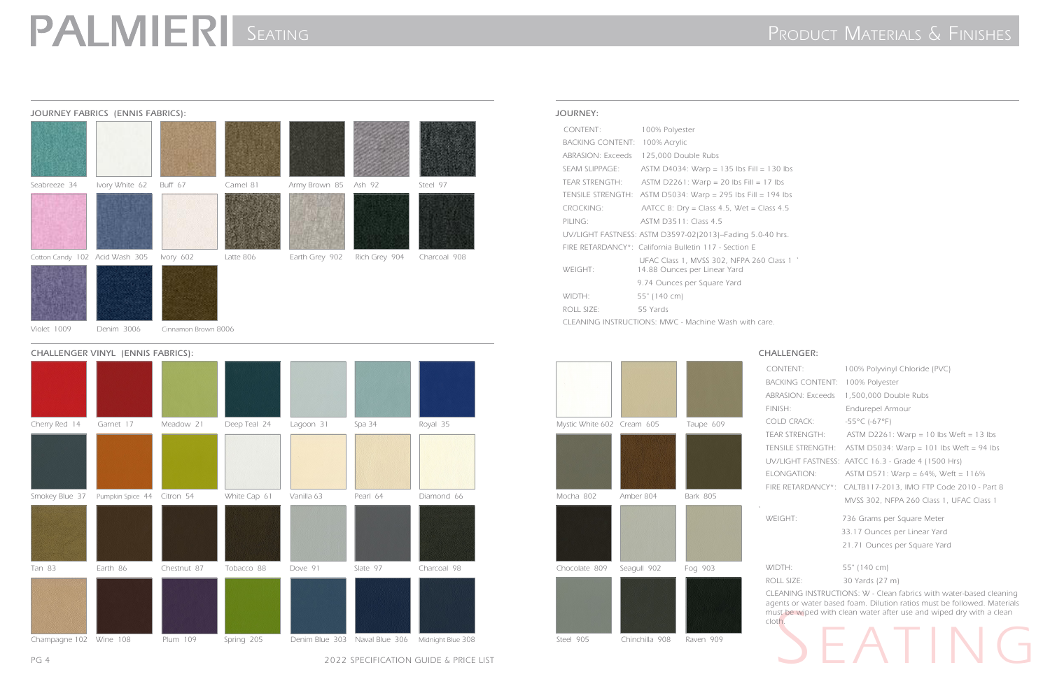## JOURNEY FABRICS (ENNIS FABRICS):

Seabreeze 34
Ivory White 62
Buff 67
Camel 81
Army Brown 85
Ash 92
Steel 97
Cotton Candy 102
Acid Wash 305
Ivory 602
Latte 806
Earth Grey 902
Rich Grey 904
Charcoal 908
Violet 1009
Denim 3006
Cinnamon Brown 8006

## CHALLENGER VINYL (ENNIS FABRICS):

Cherry Red 14
Garnet 17
Meadow 21
Deep Teal 24
Lagoon 31
Spa 34
Royal 35
Smokey Blue 37
Pumpkin Spice 44
Citron 54
White Cap 61
Vanilla 63
Pearl 64
Diamond 66
Tan 83
Earth 86
Chestnut 87
Tobacco 88
Dove 91
Slate 97
Charcoal 98
Champagne 102
Wine 108
Plum 109
Spring 205
Denim Blue 303
Naval Blue 306
Midnight Blue 308
Mystic White 602
Cream 605
Taupe 609
Mocha 802
Amber 804
Bark 805
Chocolate 809
Seagull 902
Fog 903
Steel 905
Chinchilla 908
Raven 909

## JOURNEY:

| | |
|---|---|
| CONTENT: | 100% Polyester |
| BACKING CONTENT: | 100% Acrylic |
| ABRASION: Exceeds | 125,000 Double Rubs |
| SEAM SLIPPAGE: | ASTM D4034: Warp = 135 lbs Fill = 130 lbs |
| TEAR STRENGTH: | ASTM D2261: Warp = 20 lbs Fill = 17 lbs |
| TENSILE STRENGTH: | ASTM D5034: Warp = 295 lbs Fill = 194 lbs |
| CROCKING: | AATCC 8: Dry = Class 4.5, Wet = Class 4.5 |
| PILING: | ASTM D3511: Class 4.5 |
| UV/LIGHT FASTNESS: | ASTM D3597-02(2013)–Fading 5.0-40 hrs. |
| FIRE RETARDANCY*: | California Bulletin 117 - Section E<br>UFAC Class 1, MVSS 302, NFPA 260 Class 1 |
| WEIGHT: | 14.88 Ounces per Linear Yard<br>9.74 Ounces per Square Yard |
| WIDTH: | 55" (140 cm) |
| ROLL SIZE: | 55 Yards |

CLEANING INSTRUCTIONS: MWC - Machine Wash with care.

## CHALLENGER:

| | |
|---|---|
| CONTENT: | 100% Polyvinyl Chloride (PVC) |
| BACKING CONTENT: | 100% Polyester |
| ABRASION: Exceeds | 1,500,000 Double Rubs |
| FINISH: | Endurepel Armour |
| COLD CRACK: | -55°C (-67°F) |
| TEAR STRENGTH: | ASTM D2261: Warp = 10 lbs Weft = 13 lbs |
| TENSILE STRENGTH: | ASTM D5034: Warp = 101 lbs Weft = 94 lbs |
| UV/LIGHT FASTNESS: | AATCC 16.3 - Grade 4 (1500 Hrs) |
| ELONGATION: | ASTM D571: Warp = 64%, Weft = 116% |
| FIRE RETARDANCY*: | CALTB117-2013, IMO FTP Code 2010 - Part 8<br>MVSS 302, NFPA 260 Class 1, UFAC Class 1 |
| WEIGHT: | 736 Grams per Square Meter<br>33.17 Ounces per Linear Yard<br>21.71 Ounces per Square Yard |
| WIDTH: | 55" (140 cm) |
| ROLL SIZE: | 30 Yards (27 m) |

CLEANING INSTRUCTIONS: W - Clean fabrics with water-based cleaning agents or water based foam. Dilution ratios must be followed. Materials must be wiped with clean water after use and wiped dry with a clean cloth.